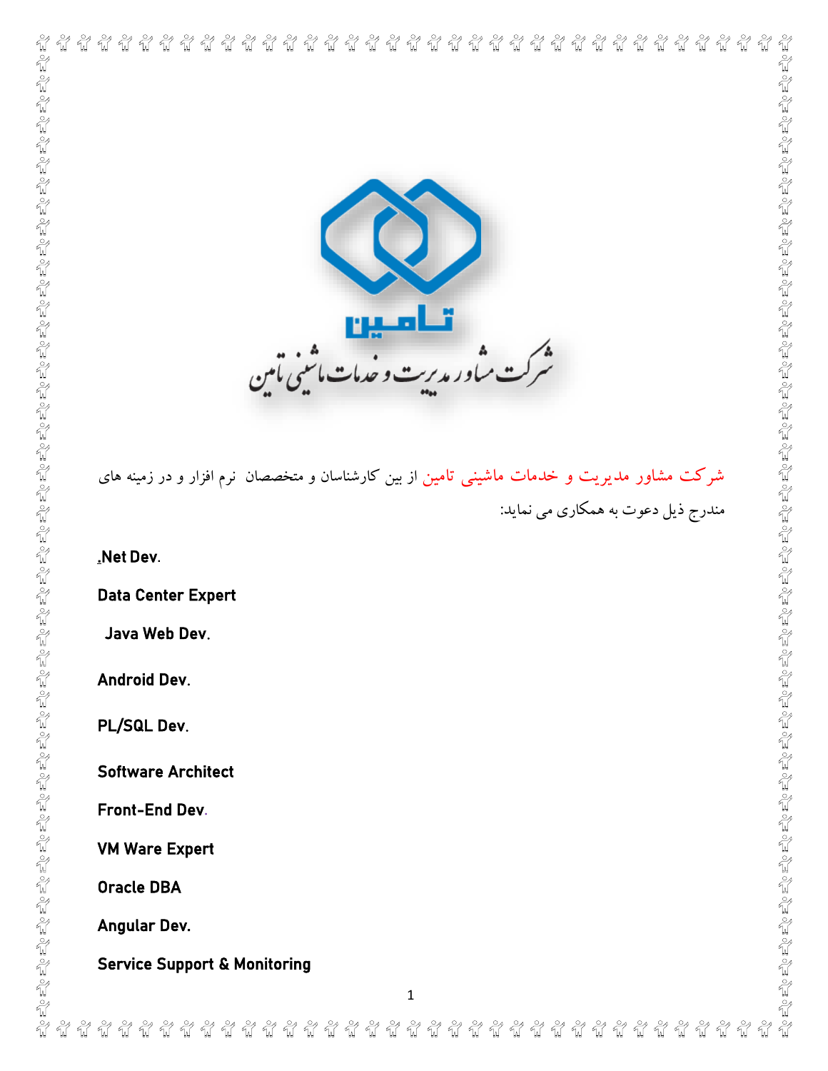تامین

شرکت مشاور مدیریت و خدمات ماشینی تامین

شرکت مشاور مدیریت و خدمات ماشینی تامین از بین کارشناسان و متخصصان نرم افزار و در زمینه های مندرج ذیل دعوت به همکاری می نماید:

**.Net Dev.**

**Data Center Expert**

**Java Web Dev.**

**Android Dev.**

**PL/SQL Dev.**

**Software Architect**

**Front-End Dev.**

**VM Ware Expert**

**Oracle DBA**

**Angular Dev.**

**Service Support & Monitoring**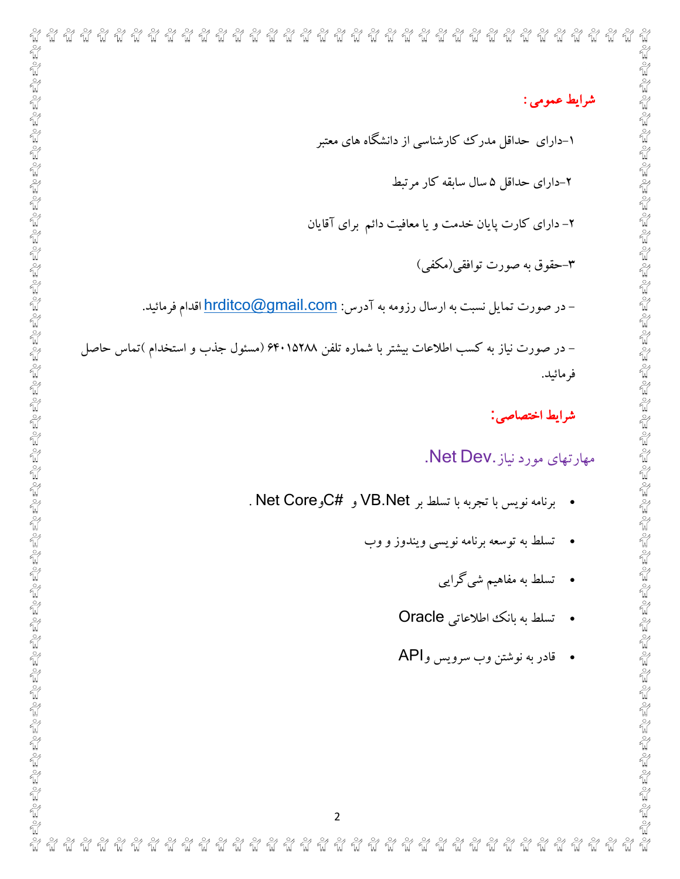**شرایط عمومی :**

۱-دارای حداقل مدرک کارشناسی از دانشگاه های معتبر

۲-دارای حداقل ۵ سال سابقه کار مرتبط

۲- دارای کارت پایان خدمت و یا معافیت دائم برای آقایان

۳-حقوق به صورت توافقی(مکفی)

- در صورت تمایل نسبت به ارسال رزومه به آدرس: hrditco@gmail.com اقدام فرمائید.

- در صورت نیاز به کسب اطلاعات بیشتر با شماره تلفن ۶۴۰۱۵۲۸۸ (مسئول جذب و استخدام )تماس حاصل فرمائید.

**شرایط اختصاصی:**

مهارتهای مورد نیاز .Net Dev.

- برنامه نویس با تجربه با تسلط بر VB.Net و C#و Net Core .
- تسلط به توسعه برنامه نویسی ویندوز و وب
- تسلط به مفاهیم شی‌گرایی
- تسلط به بانک اطلاعاتی Oracle
- قادر به نوشتن وب سرویس وAPI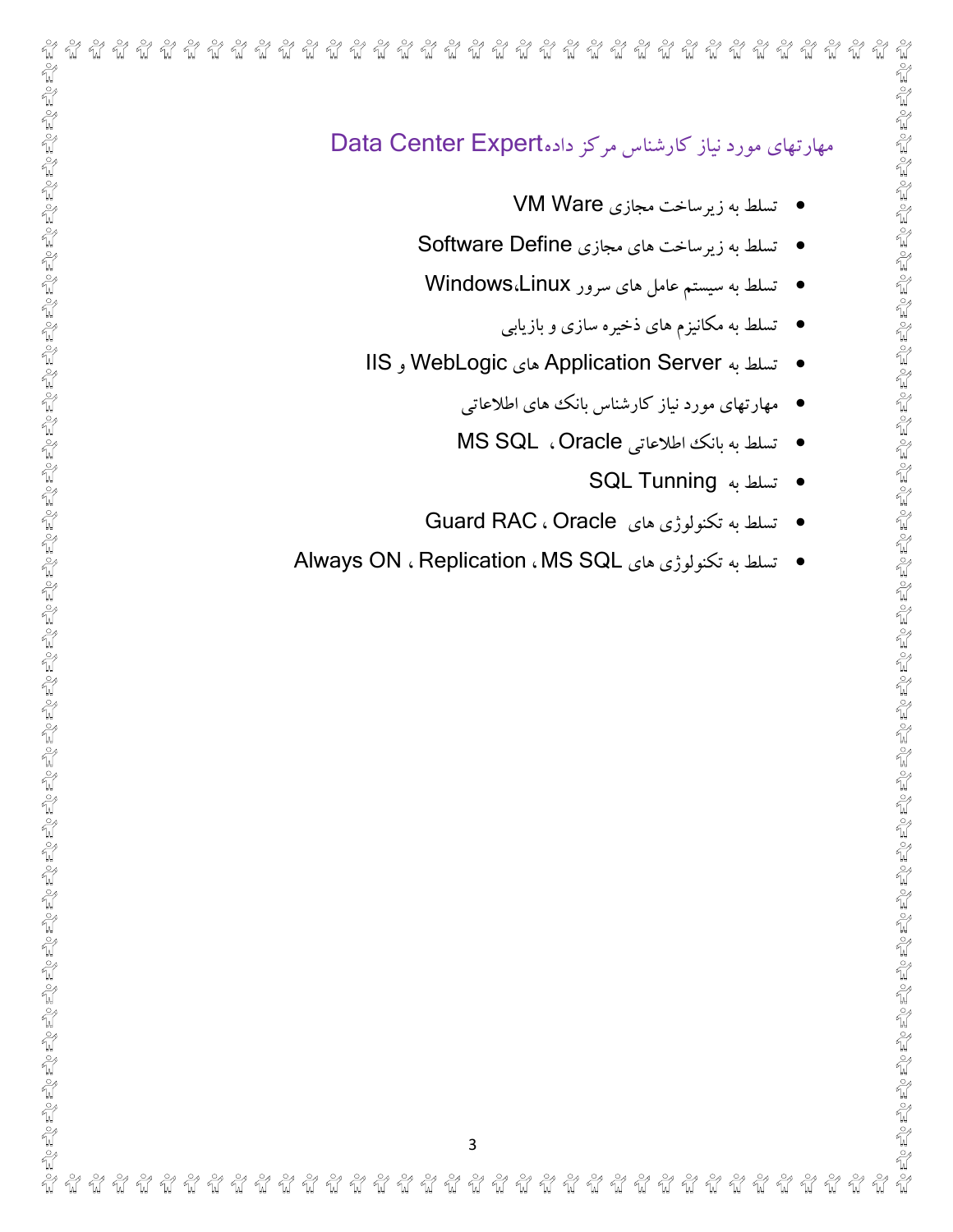## مهارتهای مورد نیاز کارشناس مرکز دادهData Center Expert

- تسلط به زیرساخت مجازی VM Ware
- تسلط به زیرساخت های مجازی Software Define
- تسلط به سیستم عامل های سرور Windows،Linux
- تسلط به مکانیزم های ذخیره سازی و بازیابی
- تسلط به Application Server های WebLogic و IIS
- مهارتهای مورد نیاز کارشناس بانک های اطلاعاتی
- تسلط به بانک اطلاعاتی Oracle ، MS SQL
- تسلط به SQL Tunning
- تسلط به تکنولوژی های Oracle ، Guard RAC
- تسلط به تکنولوژی های MS SQL ، Replication ، Always ON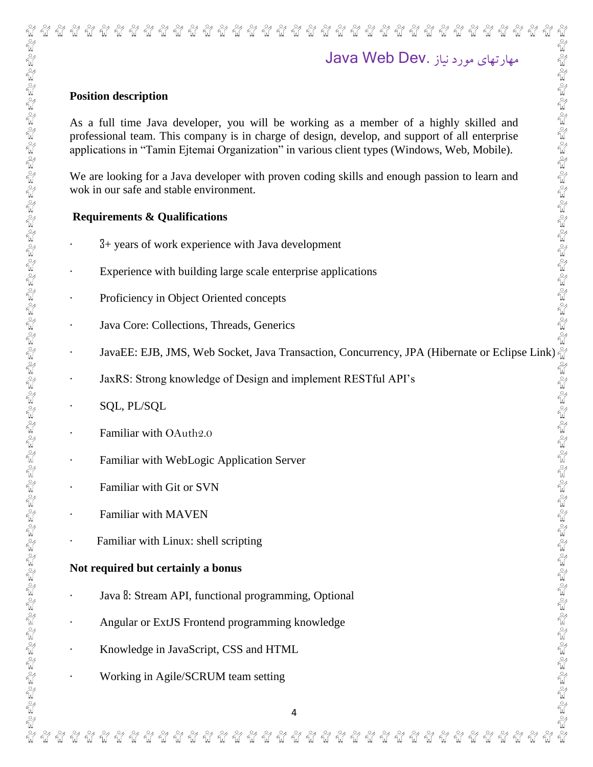## مهارتهای مورد نیاز .Java Web Dev

**Position description**

As a full time Java developer, you will be working as a member of a highly skilled and professional team. This company is in charge of design, develop, and support of all enterprise applications in “Tamin Ejtemai Organization” in various client types (Windows, Web, Mobile).

We are looking for a Java developer with proven coding skills and enough passion to learn and wok in our safe and stable environment.

**Requirements & Qualifications**

- 3+ years of work experience with Java development
- Experience with building large scale enterprise applications
- Proficiency in Object Oriented concepts
- Java Core: Collections, Threads, Generics
- JavaEE: EJB, JMS, Web Socket, Java Transaction, Concurrency, JPA (Hibernate or Eclipse Link)
- JaxRS: Strong knowledge of Design and implement RESTful API’s
- SQL, PL/SQL
- Familiar with OAuth2.0
- Familiar with WebLogic Application Server
- Familiar with Git or SVN
- Familiar with MAVEN
- Familiar with Linux: shell scripting

**Not required but certainly a bonus**

- Java 8: Stream API, functional programming, Optional
- Angular or ExtJS Frontend programming knowledge
- Knowledge in JavaScript, CSS and HTML
- Working in Agile/SCRUM team setting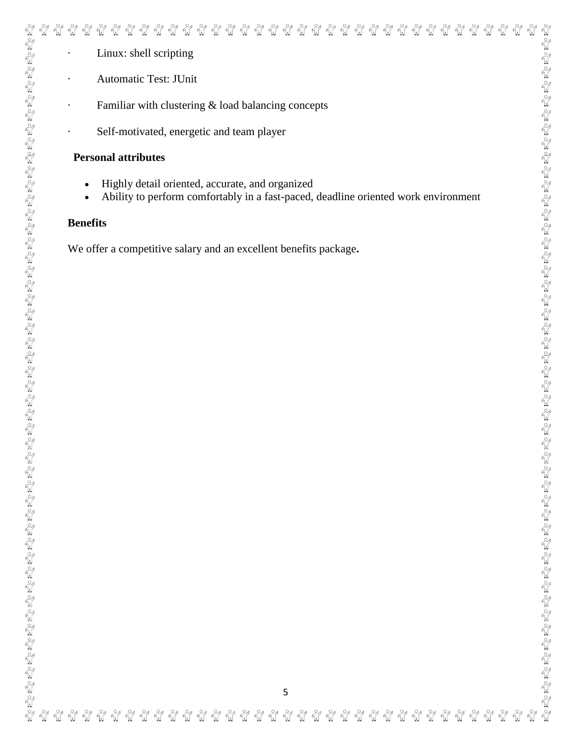- Linux: shell scripting
- Automatic Test: JUnit
- Familiar with clustering & load balancing concepts
- Self-motivated, energetic and team player

**Personal attributes**

- Highly detail oriented, accurate, and organized
- Ability to perform comfortably in a fast-paced, deadline oriented work environment

**Benefits**

We offer a competitive salary and an excellent benefits package**.**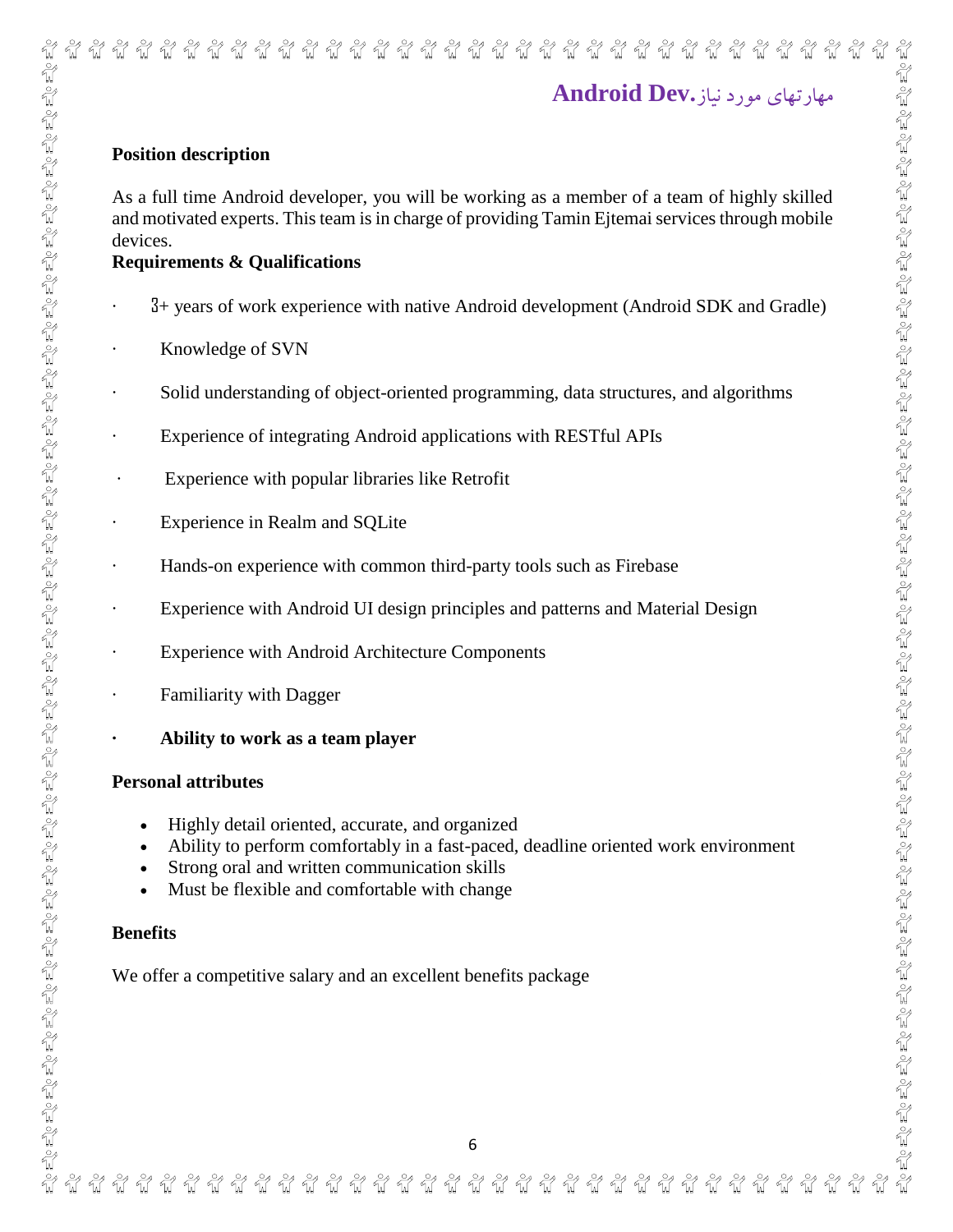# مهارتهای مورد نیاز.**Android Dev**

**Position description**

As a full time Android developer, you will be working as a member of a team of highly skilled and motivated experts. This team is in charge of providing Tamin Ejtemai services through mobile devices.

**Requirements & Qualifications**

- 3+ years of work experience with native Android development (Android SDK and Gradle)
- Knowledge of SVN
- Solid understanding of object-oriented programming, data structures, and algorithms
- Experience of integrating Android applications with RESTful APIs
- Experience with popular libraries like Retrofit
- Experience in Realm and SQLite
- Hands-on experience with common third-party tools such as Firebase
- Experience with Android UI design principles and patterns and Material Design
- Experience with Android Architecture Components
- Familiarity with Dagger
- **Ability to work as a team player**

**Personal attributes**

- Highly detail oriented, accurate, and organized
- Ability to perform comfortably in a fast-paced, deadline oriented work environment
- Strong oral and written communication skills
- Must be flexible and comfortable with change

**Benefits**

We offer a competitive salary and an excellent benefits package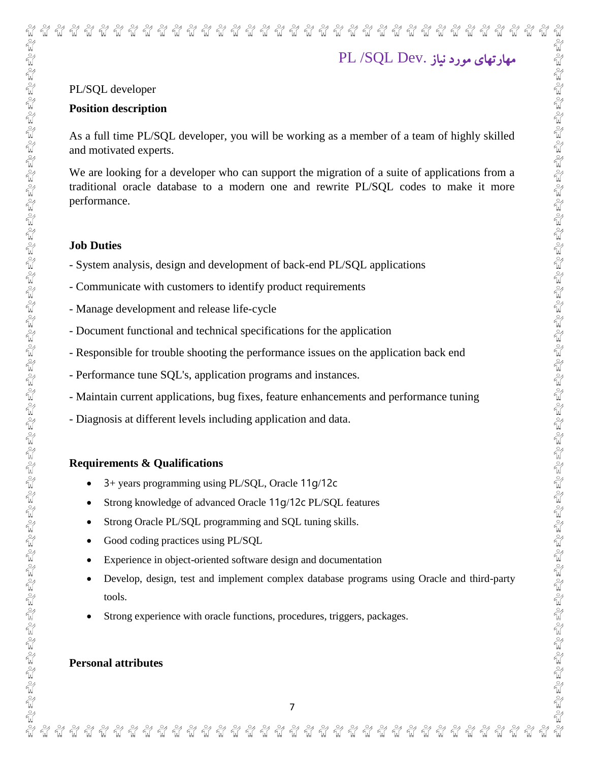## مهارتهای مورد نیاز .PL /SQL Dev

PL/SQL developer

**Position description**

As a full time PL/SQL developer, you will be working as a member of a team of highly skilled and motivated experts.

We are looking for a developer who can support the migration of a suite of applications from a traditional oracle database to a modern one and rewrite PL/SQL codes to make it more performance.

**Job Duties**

- System analysis, design and development of back-end PL/SQL applications
- Communicate with customers to identify product requirements
- Manage development and release life-cycle
- Document functional and technical specifications for the application
- Responsible for trouble shooting the performance issues on the application back end
- Performance tune SQL's, application programs and instances.
- Maintain current applications, bug fixes, feature enhancements and performance tuning
- Diagnosis at different levels including application and data.

**Requirements & Qualifications**

- 3+ years programming using PL/SQL, Oracle 11g/12c
- Strong knowledge of advanced Oracle 11g/12c PL/SQL features
- Strong Oracle PL/SQL programming and SQL tuning skills.
- Good coding practices using PL/SQL
- Experience in object-oriented software design and documentation
- Develop, design, test and implement complex database programs using Oracle and third-party tools.
- Strong experience with oracle functions, procedures, triggers, packages.

**Personal attributes**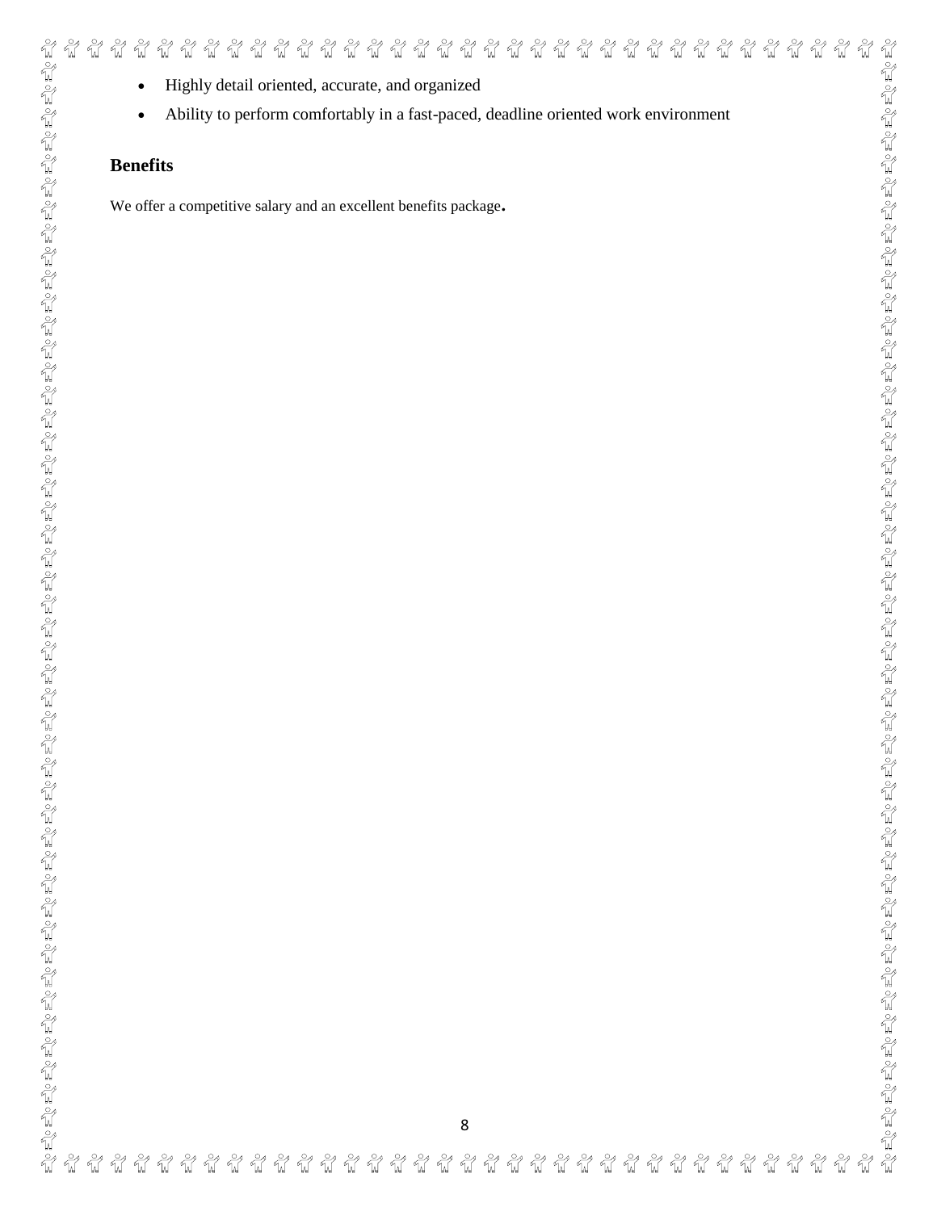- Highly detail oriented, accurate, and organized
- Ability to perform comfortably in a fast-paced, deadline oriented work environment

## Benefits

We offer a competitive salary and an excellent benefits package.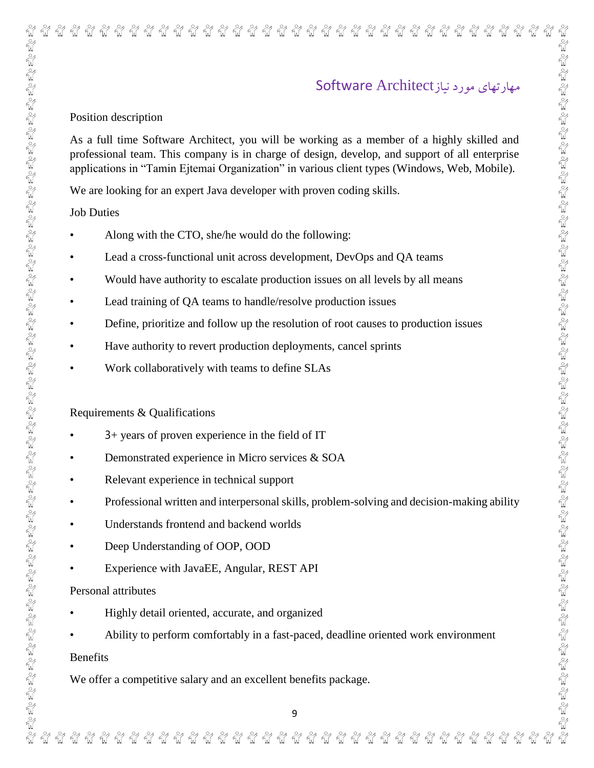## مهارتهای مورد نیازSoftware Architect

Position description

As a full time Software Architect, you will be working as a member of a highly skilled and professional team. This company is in charge of design, develop, and support of all enterprise applications in “Tamin Ejtemai Organization” in various client types (Windows, Web, Mobile).

We are looking for an expert Java developer with proven coding skills.

Job Duties

- Along with the CTO, she/he would do the following:
- Lead a cross-functional unit across development, DevOps and QA teams
- Would have authority to escalate production issues on all levels by all means
- Lead training of QA teams to handle/resolve production issues
- Define, prioritize and follow up the resolution of root causes to production issues
- Have authority to revert production deployments, cancel sprints
- Work collaboratively with teams to define SLAs

Requirements & Qualifications

- 3+ years of proven experience in the field of IT
- Demonstrated experience in Micro services & SOA
- Relevant experience in technical support
- Professional written and interpersonal skills, problem-solving and decision-making ability
- Understands frontend and backend worlds
- Deep Understanding of OOP, OOD
- Experience with JavaEE, Angular, REST API

Personal attributes

- Highly detail oriented, accurate, and organized
- Ability to perform comfortably in a fast-paced, deadline oriented work environment

Benefits

We offer a competitive salary and an excellent benefits package.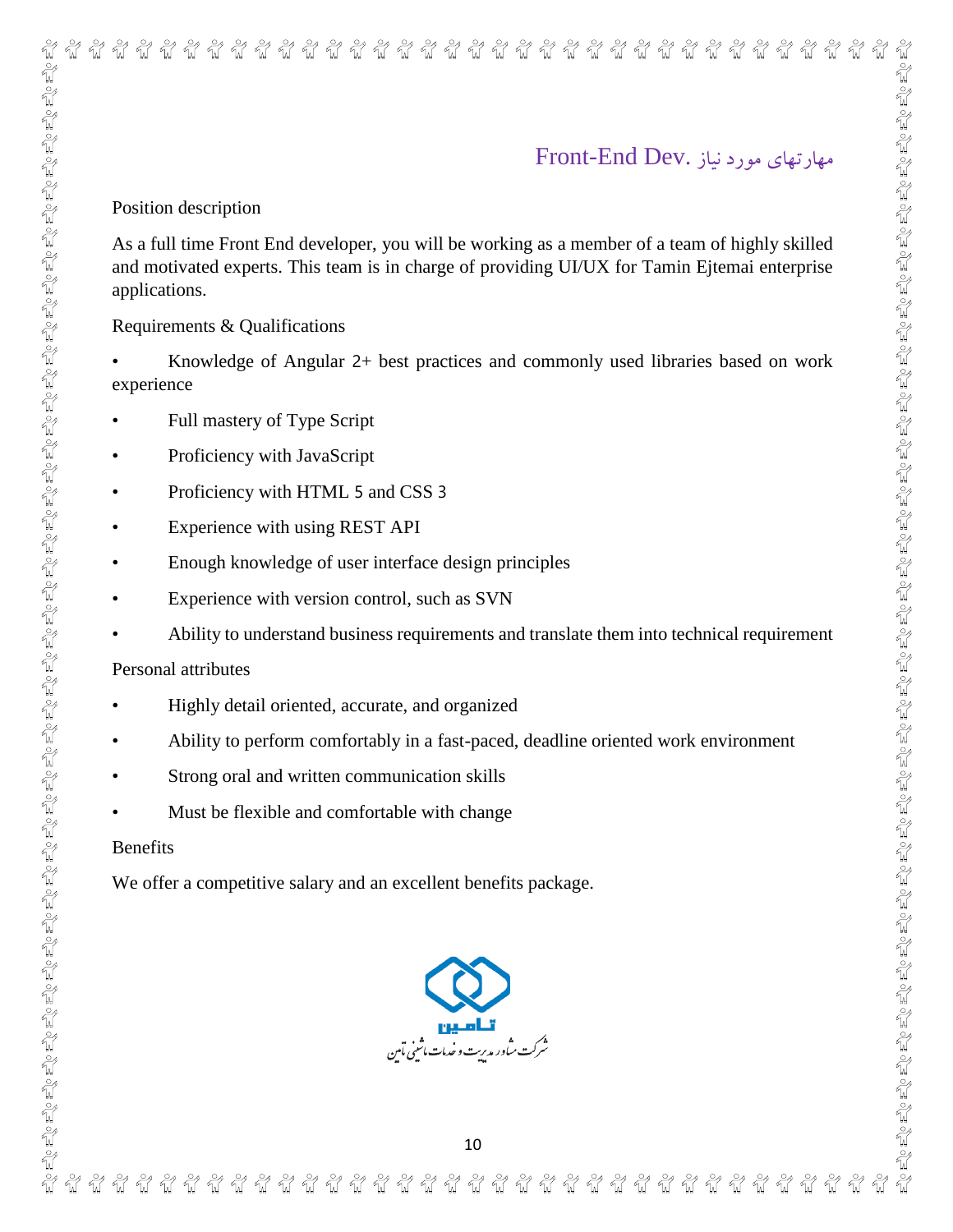## مهارتهای مورد نیاز Front-End Dev.

Position description

As a full time Front End developer, you will be working as a member of a team of highly skilled and motivated experts. This team is in charge of providing UI/UX for Tamin Ejtemai enterprise applications.

Requirements & Qualifications

- Knowledge of Angular 2+ best practices and commonly used libraries based on work experience
- Full mastery of Type Script
- Proficiency with JavaScript
- Proficiency with HTML 5 and CSS 3
- Experience with using REST API
- Enough knowledge of user interface design principles
- Experience with version control, such as SVN
- Ability to understand business requirements and translate them into technical requirement

Personal attributes

- Highly detail oriented, accurate, and organized
- Ability to perform comfortably in a fast-paced, deadline oriented work environment
- Strong oral and written communication skills
- Must be flexible and comfortable with change

Benefits

We offer a competitive salary and an excellent benefits package.

تامین

شرکت مشاور مدیریت و خدمات ماشینی تامین